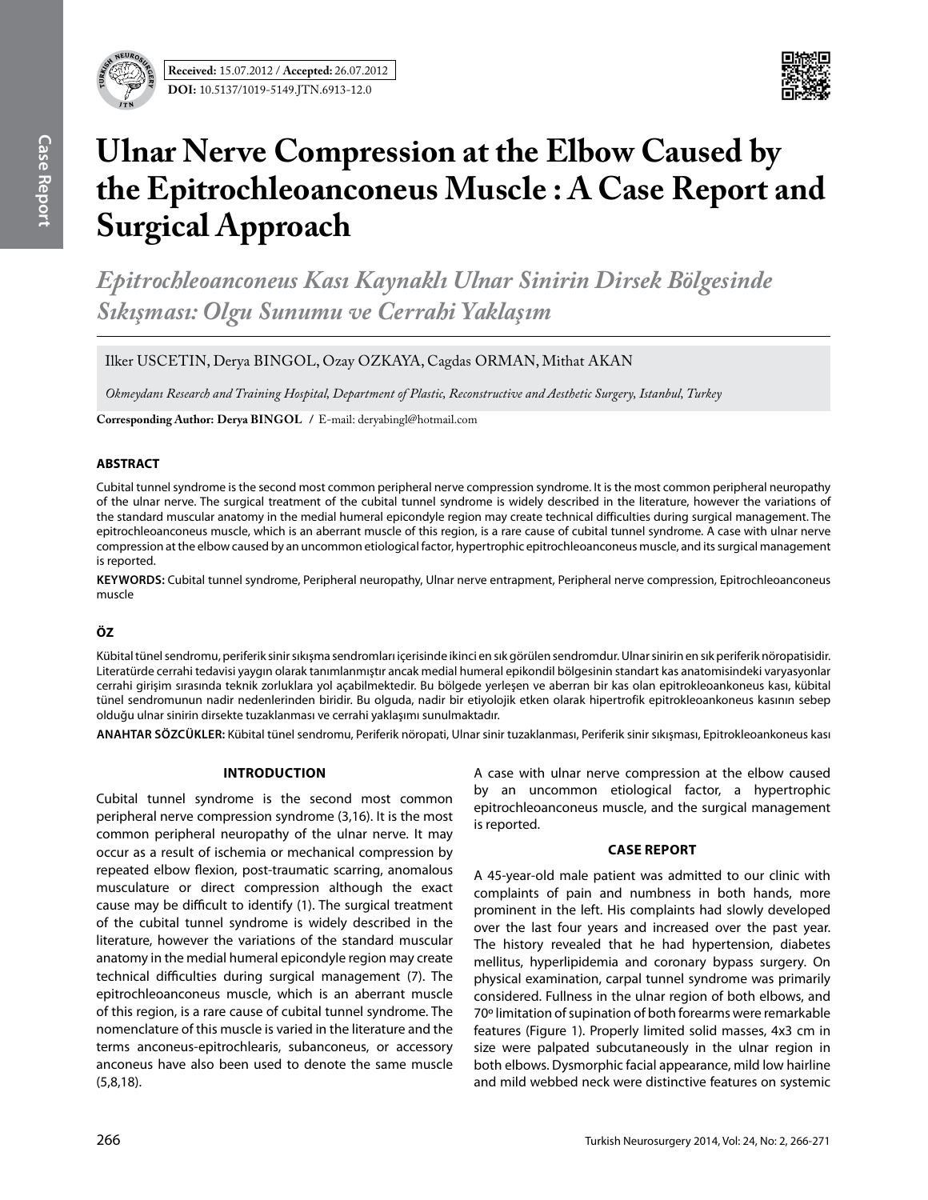**Received:** 15.07.2012 / **Accepted:** 26.07.2012

**DOI:** 10.5137/1019-5149.JTN.6913-12.0

# Ulnar Nerve Compression at the Elbow Caused by the Epitrochleoanconeus Muscle : A Case Report and Surgical Approach

## *Epitrochleoanconeus Kası Kaynaklı Ulnar Sinirin Dirsek Bölgesinde Sıkışması: Olgu Sunumu ve Cerrahi Yaklaşım*

Ilker USCETIN, Derya BINGOL, Ozay OZKAYA, Cagdas ORMAN, Mithat AKAN

*Okmeydanı Research and Training Hospital, Department of Plastic, Reconstructive and Aesthetic Surgery, Istanbul, Turkey*

**Corresponding Author: Derya BINGOL /** E-mail: deryabingl@hotmail.com

### ABSTRACT

Cubital tunnel syndrome is the second most common peripheral nerve compression syndrome. It is the most common peripheral neuropathy of the ulnar nerve. The surgical treatment of the cubital tunnel syndrome is widely described in the literature, however the variations of the standard muscular anatomy in the medial humeral epicondyle region may create technical difficulties during surgical management. The epitrochleoanconeus muscle, which is an aberrant muscle of this region, is a rare cause of cubital tunnel syndrome. A case with ulnar nerve compression at the elbow caused by an uncommon etiological factor, hypertrophic epitrochleoanconeus muscle, and its surgical management is reported.

**KEYWORDS:** Cubital tunnel syndrome, Peripheral neuropathy, Ulnar nerve entrapment, Peripheral nerve compression, Epitrochleoanconeus muscle

### ÖZ

Kübital tünel sendromu, periferik sinir sıkışma sendromları içerisinde ikinci en sık görülen sendromdur. Ulnar sinirin en sık periferik nöropatisidir. Literatürde cerrahi tedavisi yaygın olarak tanımlanmıştır ancak medial humeral epikondil bölgesinin standart kas anatomisindeki varyasyonlar cerrahi girişim sırasında teknik zorluklara yol açabilmektedir. Bu bölgede yerleşen ve aberran bir kas olan epitrokleoankoneus kası, kübital tünel sendromunun nadir nedenlerinden biridir. Bu olguda, nadir bir etiyolojik etken olarak hipertrofik epitrokleoankoneus kasının sebep olduğu ulnar sinirin dirsekte tuzaklanması ve cerrahi yaklaşımı sunulmaktadır.

**ANAHTAR SÖZCÜKLER:** Kübital tünel sendromu, Periferik nöropati, Ulnar sinir tuzaklanması, Periferik sinir sıkışması, Epitrokleoankoneus kası

### INTRODUCTION

Cubital tunnel syndrome is the second most common peripheral nerve compression syndrome (3,16). It is the most common peripheral neuropathy of the ulnar nerve. It may occur as a result of ischemia or mechanical compression by repeated elbow flexion, post-traumatic scarring, anomalous musculature or direct compression although the exact cause may be difficult to identify (1). The surgical treatment of the cubital tunnel syndrome is widely described in the literature, however the variations of the standard muscular anatomy in the medial humeral epicondyle region may create technical difficulties during surgical management (7). The epitrochleoanconeus muscle, which is an aberrant muscle of this region, is a rare cause of cubital tunnel syndrome. The nomenclature of this muscle is varied in the literature and the terms anconeus-epitrochlearis, subanconeus, or accessory anconeus have also been used to denote the same muscle (5,8,18).

A case with ulnar nerve compression at the elbow caused by an uncommon etiological factor, a hypertrophic epitrochleoanconeus muscle, and the surgical management is reported.

### CASE REPORT

A 45-year-old male patient was admitted to our clinic with complaints of pain and numbness in both hands, more prominent in the left. His complaints had slowly developed over the last four years and increased over the past year. The history revealed that he had hypertension, diabetes mellitus, hyperlipidemia and coronary bypass surgery. On physical examination, carpal tunnel syndrome was primarily considered. Fullness in the ulnar region of both elbows, and 70º limitation of supination of both forearms were remarkable features (Figure 1). Properly limited solid masses, 4x3 cm in size were palpated subcutaneously in the ulnar region in both elbows. Dysmorphic facial appearance, mild low hairline and mild webbed neck were distinctive features on systemic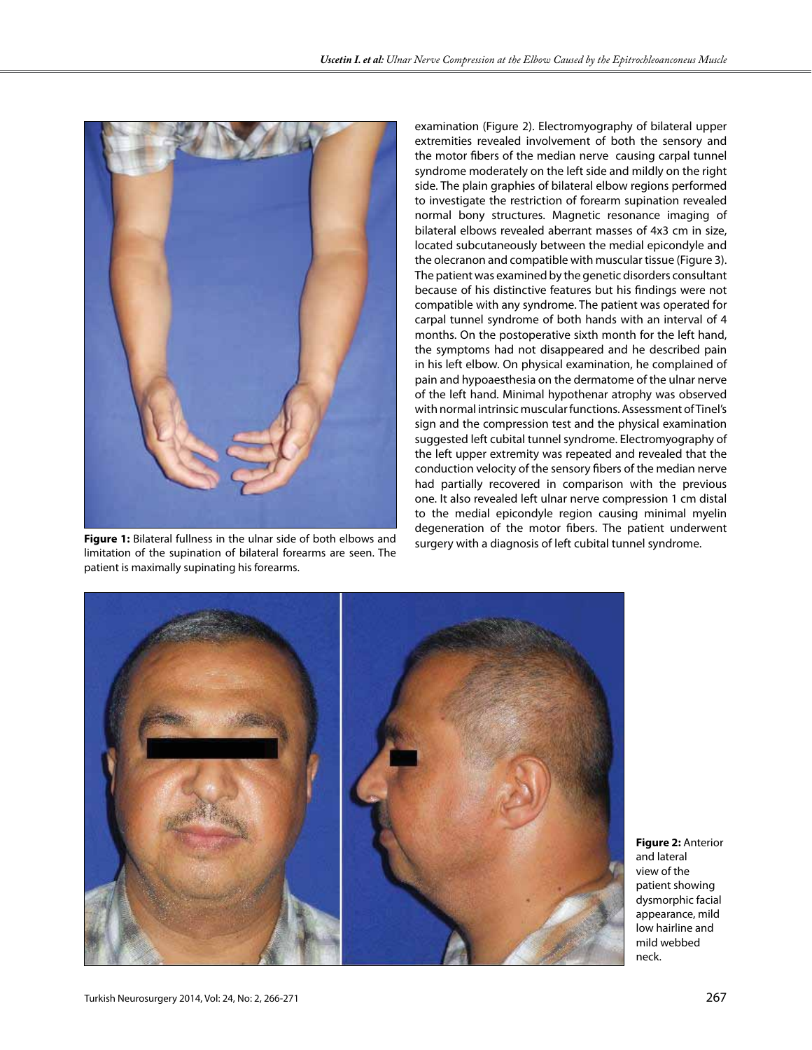examination (Figure 2). Electromyography of bilateral upper extremities revealed involvement of both the sensory and the motor fibers of the median nerve causing carpal tunnel syndrome moderately on the left side and mildly on the right side. The plain graphies of bilateral elbow regions performed to investigate the restriction of forearm supination revealed normal bony structures. Magnetic resonance imaging of bilateral elbows revealed aberrant masses of 4x3 cm in size, located subcutaneously between the medial epicondyle and the olecranon and compatible with muscular tissue (Figure 3). The patient was examined by the genetic disorders consultant because of his distinctive features but his findings were not compatible with any syndrome. The patient was operated for carpal tunnel syndrome of both hands with an interval of 4 months. On the postoperative sixth month for the left hand, the symptoms had not disappeared and he described pain in his left elbow. On physical examination, he complained of pain and hypoaesthesia on the dermatome of the ulnar nerve of the left hand. Minimal hypothenar atrophy was observed with normal intrinsic muscular functions. Assessment of Tinel's sign and the compression test and the physical examination suggested left cubital tunnel syndrome. Electromyography of the left upper extremity was repeated and revealed that the conduction velocity of the sensory fibers of the median nerve had partially recovered in comparison with the previous one. It also revealed left ulnar nerve compression 1 cm distal to the medial epicondyle region causing minimal myelin degeneration of the motor fibers. The patient underwent surgery with a diagnosis of left cubital tunnel syndrome.

**Figure 1:** Bilateral fullness in the ulnar side of both elbows and limitation of the supination of bilateral forearms are seen. The patient is maximally supinating his forearms.

**Figure 2:** Anterior and lateral view of the patient showing dysmorphic facial appearance, mild low hairline and mild webbed neck.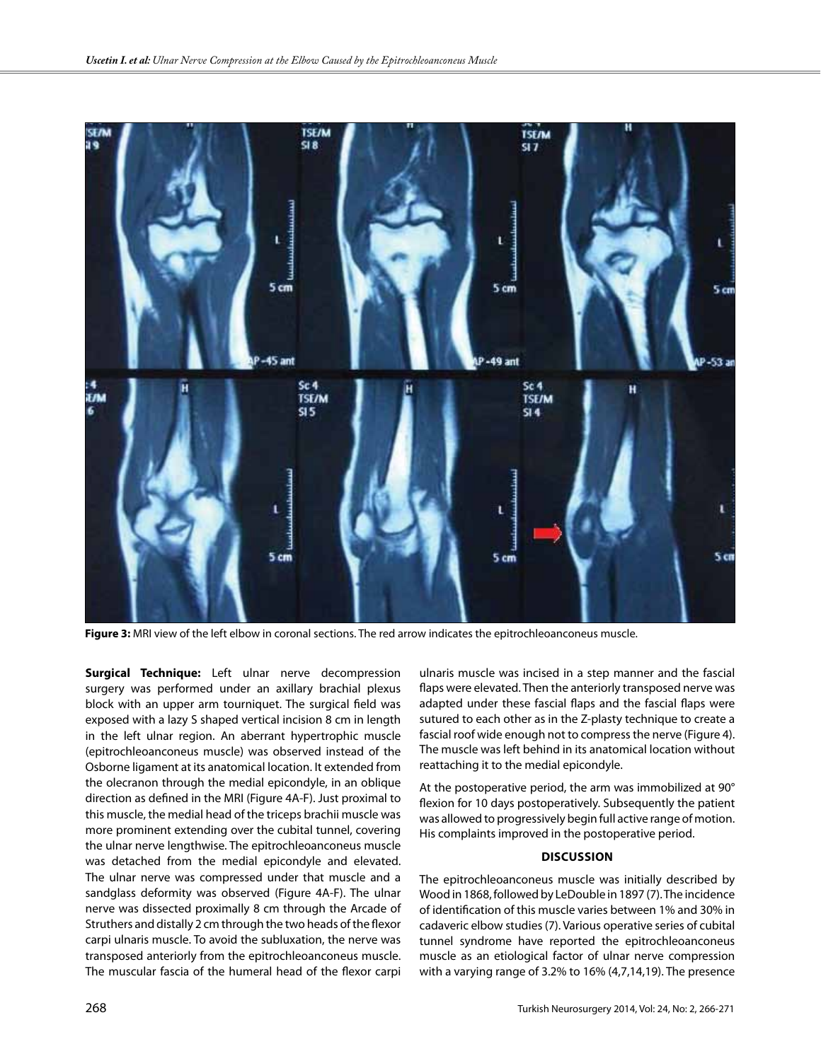**Figure 3:** MRI view of the left elbow in coronal sections. The red arrow indicates the epitrochleoanconeus muscle.

**Surgical Technique:** Left ulnar nerve decompression surgery was performed under an axillary brachial plexus block with an upper arm tourniquet. The surgical field was exposed with a lazy S shaped vertical incision 8 cm in length in the left ulnar region. An aberrant hypertrophic muscle (epitrochleoanconeus muscle) was observed instead of the Osborne ligament at its anatomical location. It extended from the olecranon through the medial epicondyle, in an oblique direction as defined in the MRI (Figure 4A-F). Just proximal to this muscle, the medial head of the triceps brachii muscle was more prominent extending over the cubital tunnel, covering the ulnar nerve lengthwise. The epitrochleoanconeus muscle was detached from the medial epicondyle and elevated. The ulnar nerve was compressed under that muscle and a sandglass deformity was observed (Figure 4A-F). The ulnar nerve was dissected proximally 8 cm through the Arcade of Struthers and distally 2 cm through the two heads of the flexor carpi ulnaris muscle. To avoid the subluxation, the nerve was transposed anteriorly from the epitrochleoanconeus muscle. The muscular fascia of the humeral head of the flexor carpi ulnaris muscle was incised in a step manner and the fascial flaps were elevated. Then the anteriorly transposed nerve was adapted under these fascial flaps and the fascial flaps were sutured to each other as in the Z-plasty technique to create a fascial roof wide enough not to compress the nerve (Figure 4). The muscle was left behind in its anatomical location without reattaching it to the medial epicondyle.

At the postoperative period, the arm was immobilized at 90° flexion for 10 days postoperatively. Subsequently the patient was allowed to progressively begin full active range of motion. His complaints improved in the postoperative period.

## DISCUSSION

The epitrochleoanconeus muscle was initially described by Wood in 1868, followed by LeDouble in 1897 (7). The incidence of identification of this muscle varies between 1% and 30% in cadaveric elbow studies (7). Various operative series of cubital tunnel syndrome have reported the epitrochleoanconeus muscle as an etiological factor of ulnar nerve compression with a varying range of 3.2% to 16% (4,7,14,19). The presence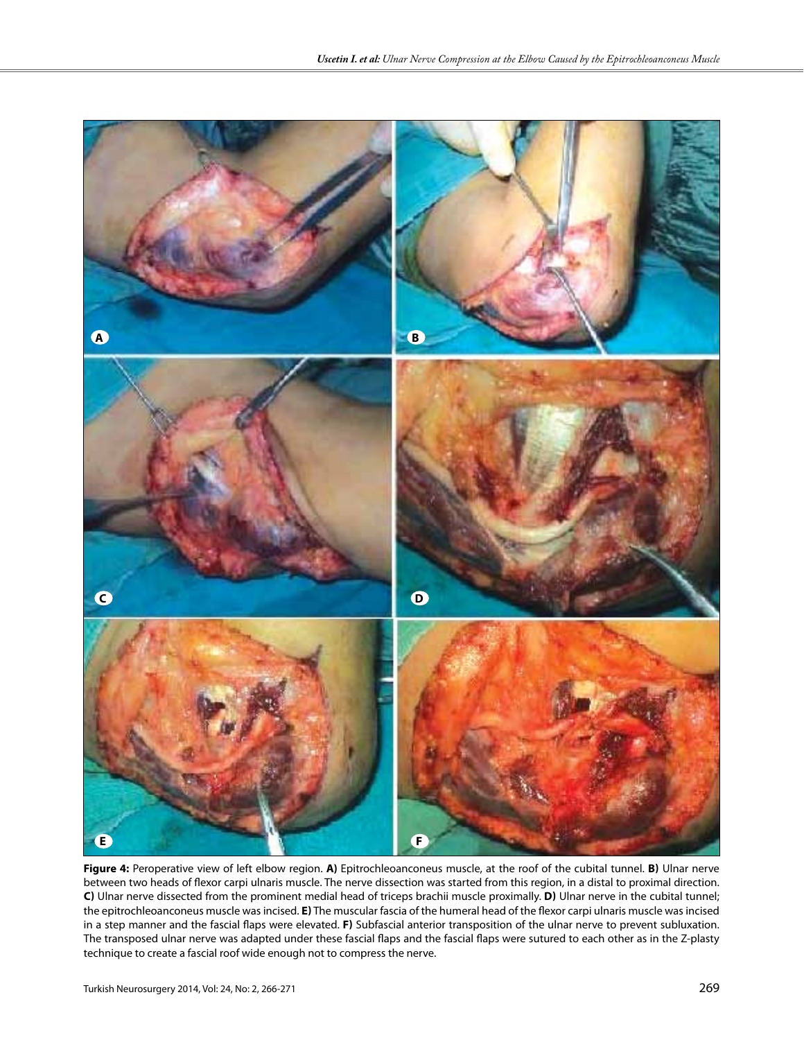**Figure 4:** Peroperative view of left elbow region. **A)** Epitrochleoanconeus muscle, at the roof of the cubital tunnel. **B)** Ulnar nerve between two heads of flexor carpi ulnaris muscle. The nerve dissection was started from this region, in a distal to proximal direction. **C)** Ulnar nerve dissected from the prominent medial head of triceps brachii muscle proximally. **D)** Ulnar nerve in the cubital tunnel; the epitrochleoanconeus muscle was incised. **E)** The muscular fascia of the humeral head of the flexor carpi ulnaris muscle was incised in a step manner and the fascial flaps were elevated. **F)** Subfascial anterior transposition of the ulnar nerve to prevent subluxation. The transposed ulnar nerve was adapted under these fascial flaps and the fascial flaps were sutured to each other as in the Z-plasty technique to create a fascial roof wide enough not to compress the nerve.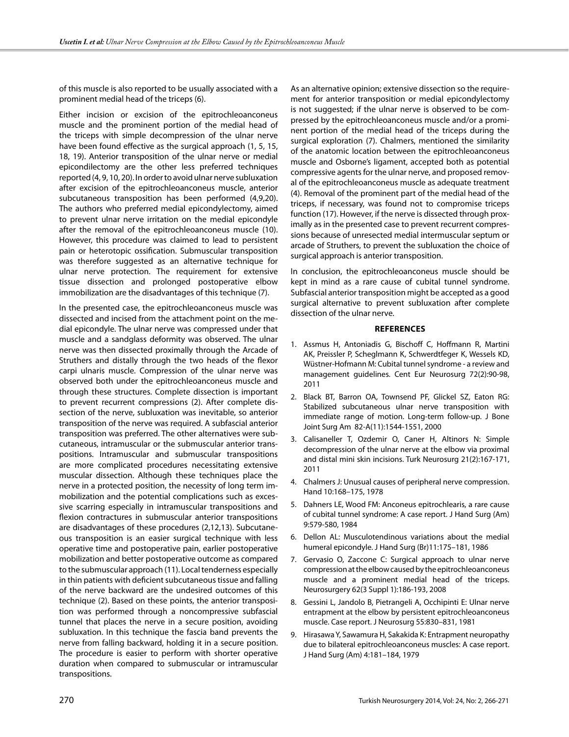of this muscle is also reported to be usually associated with a prominent medial head of the triceps (6).

Either incision or excision of the epitrochleoanconeus muscle and the prominent portion of the medial head of the triceps with simple decompression of the ulnar nerve have been found effective as the surgical approach (1, 5, 15, 18, 19). Anterior transposition of the ulnar nerve or medial epicondilectomy are the other less preferred techniques reported (4, 9, 10, 20). In order to avoid ulnar nerve subluxation after excision of the epitrochleoanconeus muscle, anterior subcutaneous transposition has been performed (4,9,20). The authors who preferred medial epicondylectomy, aimed to prevent ulnar nerve irritation on the medial epicondyle after the removal of the epitrochleoanconeus muscle (10). However, this procedure was claimed to lead to persistent pain or heterotopic ossification. Submuscular transposition was therefore suggested as an alternative technique for ulnar nerve protection. The requirement for extensive tissue dissection and prolonged postoperative elbow immobilization are the disadvantages of this technique (7).

In the presented case, the epitrochleoanconeus muscle was dissected and incised from the attachment point on the medial epicondyle. The ulnar nerve was compressed under that muscle and a sandglass deformity was observed. The ulnar nerve was then dissected proximally through the Arcade of Struthers and distally through the two heads of the flexor carpi ulnaris muscle. Compression of the ulnar nerve was observed both under the epitrochleoanconeus muscle and through these structures. Complete dissection is important to prevent recurrent compressions (2). After complete dissection of the nerve, subluxation was inevitable, so anterior transposition of the nerve was required. A subfascial anterior transposition was preferred. The other alternatives were subcutaneous, intramuscular or the submuscular anterior transpositions. Intramuscular and submuscular transpositions are more complicated procedures necessitating extensive muscular dissection. Although these techniques place the nerve in a protected position, the necessity of long term immobilization and the potential complications such as excessive scarring especially in intramuscular transpositions and flexion contractures in submuscular anterior transpositions are disadvantages of these procedures (2,12,13). Subcutaneous transposition is an easier surgical technique with less operative time and postoperative pain, earlier postoperative mobilization and better postoperative outcome as compared to the submuscular approach (11). Local tenderness especially in thin patients with deficient subcutaneous tissue and falling of the nerve backward are the undesired outcomes of this technique (2). Based on these points, the anterior transposition was performed through a noncompressive subfascial tunnel that places the nerve in a secure position, avoiding subluxation. In this technique the fascia band prevents the nerve from falling backward, holding it in a secure position. The procedure is easier to perform with shorter operative duration when compared to submuscular or intramuscular transpositions.

As an alternative opinion; extensive dissection so the requirement for anterior transposition or medial epicondylectomy is not suggested; if the ulnar nerve is observed to be compressed by the epitrochleoanconeus muscle and/or a prominent portion of the medial head of the triceps during the surgical exploration (7). Chalmers, mentioned the similarity of the anatomic location between the epitrochleoanconeus muscle and Osborne's ligament, accepted both as potential compressive agents for the ulnar nerve, and proposed removal of the epitrochleoanconeus muscle as adequate treatment (4). Removal of the prominent part of the medial head of the triceps, if necessary, was found not to compromise triceps function (17). However, if the nerve is dissected through proximally as in the presented case to prevent recurrent compressions because of unresected medial intermuscular septum or arcade of Struthers, to prevent the subluxation the choice of surgical approach is anterior transposition.

In conclusion, the epitrochleoanconeus muscle should be kept in mind as a rare cause of cubital tunnel syndrome. Subfascial anterior transposition might be accepted as a good surgical alternative to prevent subluxation after complete dissection of the ulnar nerve.

## REFERENCES

1. Assmus H, Antoniadis G, Bischoff C, Hoffmann R, Martini AK, Preissler P, Scheglmann K, Schwerdtfeger K, Wessels KD, Wüstner-Hofmann M: Cubital tunnel syndrome - a review and management guidelines. Cent Eur Neurosurg 72(2):90-98, 2011
2. Black BT, Barron OA, Townsend PF, Glickel SZ, Eaton RG: Stabilized subcutaneous ulnar nerve transposition with immediate range of motion. Long-term follow-up. J Bone Joint Surg Am 82-A(11):1544-1551, 2000
3. Calisaneller T, Ozdemir O, Caner H, Altinors N: Simple decompression of the ulnar nerve at the elbow via proximal and distal mini skin incisions. Turk Neurosurg 21(2):167-171, 2011
4. Chalmers J: Unusual causes of peripheral nerve compression. Hand 10:168–175, 1978
5. Dahners LE, Wood FM: Anconeus epitrochlearis, a rare cause of cubital tunnel syndrome: A case report. J Hand Surg (Am) 9:579-580, 1984
6. Dellon AL: Musculotendinous variations about the medial humeral epicondyle. J Hand Surg (Br)11:175–181, 1986
7. Gervasio O, Zaccone C: Surgical approach to ulnar nerve compression at the elbow caused by the epitrochleoanconeus muscle and a prominent medial head of the triceps. Neurosurgery 62(3 Suppl 1):186-193, 2008
8. Gessini L, Jandolo B, Pietrangeli A, Occhipinti E: Ulnar nerve entrapment at the elbow by persistent epitrochleoanconeus muscle. Case report. J Neurosurg 55:830–831, 1981
9. Hirasawa Y, Sawamura H, Sakakida K: Entrapment neuropathy due to bilateral epitrochleoanconeus muscles: A case report. J Hand Surg (Am) 4:181–184, 1979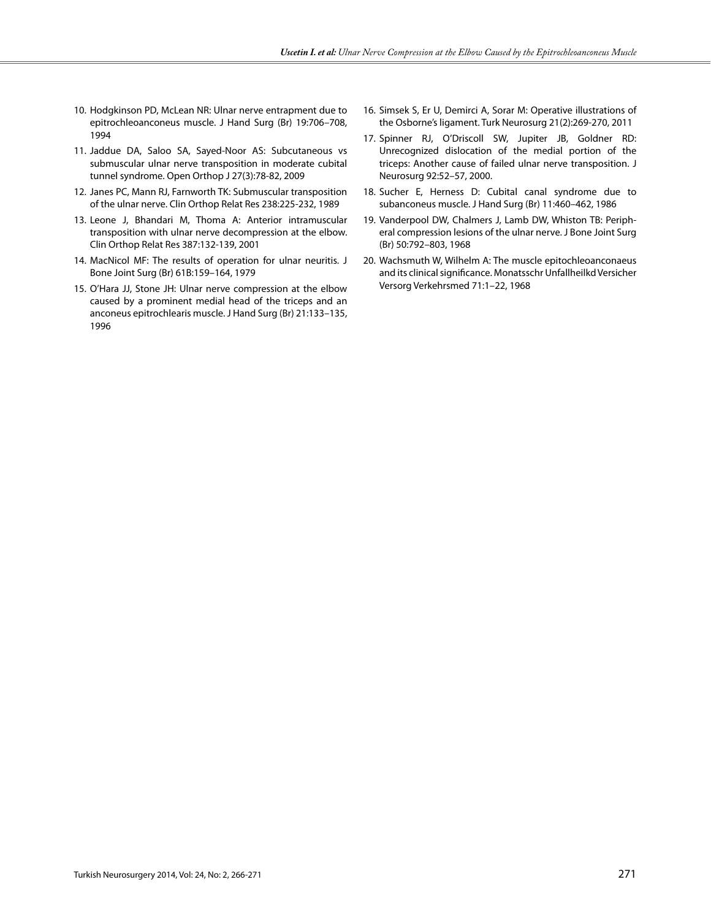10. Hodgkinson PD, McLean NR: Ulnar nerve entrapment due to epitrochleoanconeus muscle. J Hand Surg (Br) 19:706–708, 1994
11. Jaddue DA, Saloo SA, Sayed-Noor AS: Subcutaneous vs submuscular ulnar nerve transposition in moderate cubital tunnel syndrome. Open Orthop J 27(3):78-82, 2009
12. Janes PC, Mann RJ, Farnworth TK: Submuscular transposition of the ulnar nerve. Clin Orthop Relat Res 238:225-232, 1989
13. Leone J, Bhandari M, Thoma A: Anterior intramuscular transposition with ulnar nerve decompression at the elbow. Clin Orthop Relat Res 387:132-139, 2001
14. MacNicol MF: The results of operation for ulnar neuritis. J Bone Joint Surg (Br) 61B:159–164, 1979
15. O'Hara JJ, Stone JH: Ulnar nerve compression at the elbow caused by a prominent medial head of the triceps and an anconeus epitrochlearis muscle. J Hand Surg (Br) 21:133–135, 1996
16. Simsek S, Er U, Demirci A, Sorar M: Operative illustrations of the Osborne's ligament. Turk Neurosurg 21(2):269-270, 2011
17. Spinner RJ, O'Driscoll SW, Jupiter JB, Goldner RD: Unrecognized dislocation of the medial portion of the triceps: Another cause of failed ulnar nerve transposition. J Neurosurg 92:52–57, 2000.
18. Sucher E, Herness D: Cubital canal syndrome due to subanconeus muscle. J Hand Surg (Br) 11:460–462, 1986
19. Vanderpool DW, Chalmers J, Lamb DW, Whiston TB: Peripheral compression lesions of the ulnar nerve. J Bone Joint Surg (Br) 50:792–803, 1968
20. Wachsmuth W, Wilhelm A: The muscle epitochleoanconaeus and its clinical significance. Monatsschr Unfallheilkd Versicher Versorg Verkehrsmed 71:1–22, 1968